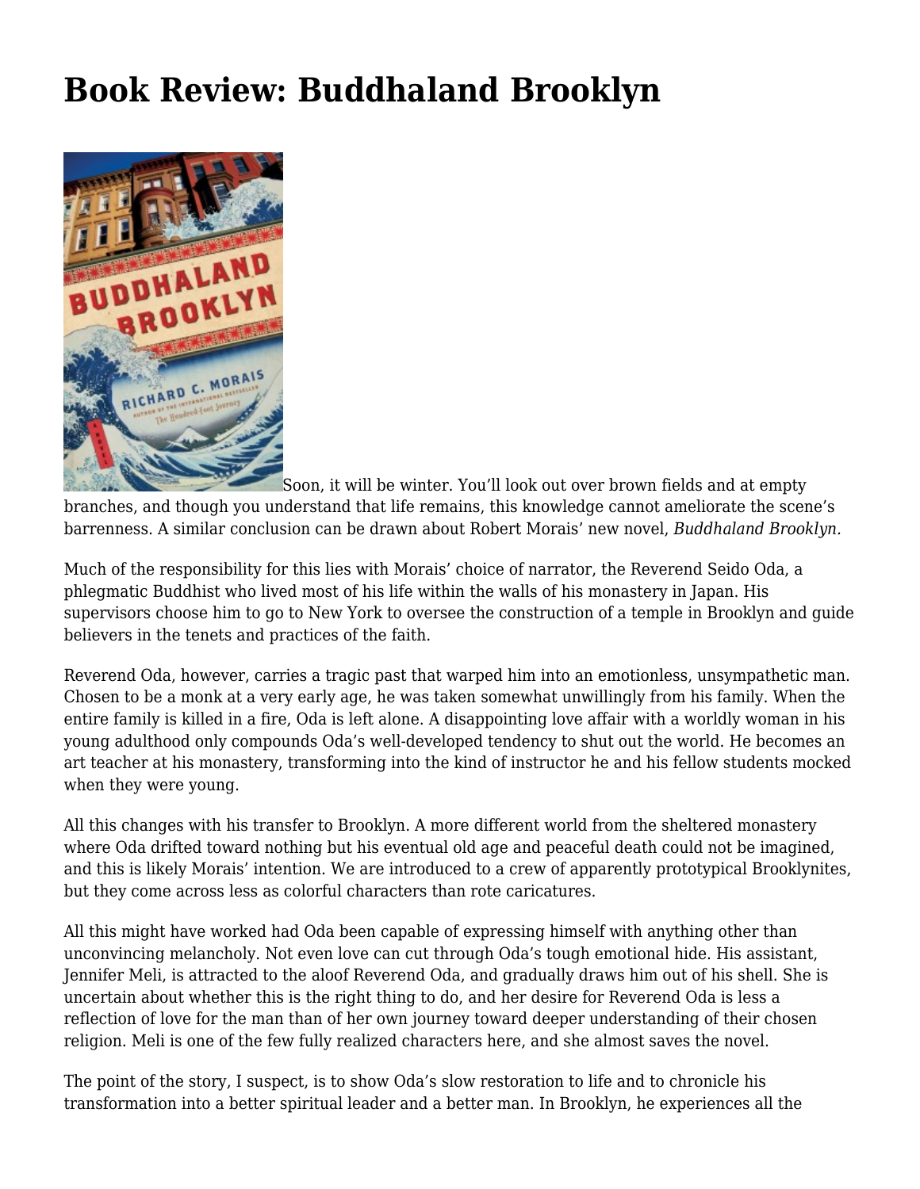# Book Review: Buddhaland Brooklyn

Soon, it will be winter. You'll look out over brown fields and at empty branches, and though you understand that life remains, this knowledge cannot ameliorate the scene's barrenness. A similar conclusion can be drawn about Robert Morais' new novel, *Buddhaland Brooklyn.*

Much of the responsibility for this lies with Morais' choice of narrator, the Reverend Seido Oda, a phlegmatic Buddhist who lived most of his life within the walls of his monastery in Japan. His supervisors choose him to go to New York to oversee the construction of a temple in Brooklyn and guide believers in the tenets and practices of the faith.

Reverend Oda, however, carries a tragic past that warped him into an emotionless, unsympathetic man. Chosen to be a monk at a very early age, he was taken somewhat unwillingly from his family. When the entire family is killed in a fire, Oda is left alone. A disappointing love affair with a worldly woman in his young adulthood only compounds Oda's well-developed tendency to shut out the world. He becomes an art teacher at his monastery, transforming into the kind of instructor he and his fellow students mocked when they were young.

All this changes with his transfer to Brooklyn. A more different world from the sheltered monastery where Oda drifted toward nothing but his eventual old age and peaceful death could not be imagined, and this is likely Morais' intention. We are introduced to a crew of apparently prototypical Brooklynites, but they come across less as colorful characters than rote caricatures.

All this might have worked had Oda been capable of expressing himself with anything other than unconvincing melancholy. Not even love can cut through Oda's tough emotional hide. His assistant, Jennifer Meli, is attracted to the aloof Reverend Oda, and gradually draws him out of his shell. She is uncertain about whether this is the right thing to do, and her desire for Reverend Oda is less a reflection of love for the man than of her own journey toward deeper understanding of their chosen religion. Meli is one of the few fully realized characters here, and she almost saves the novel.

The point of the story, I suspect, is to show Oda's slow restoration to life and to chronicle his transformation into a better spiritual leader and a better man. In Brooklyn, he experiences all the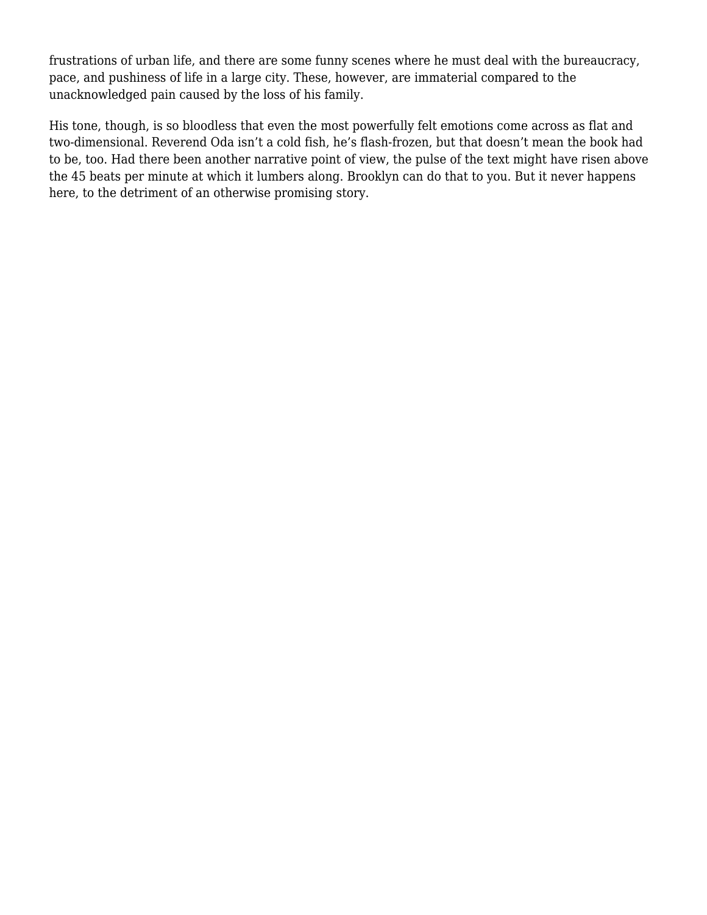frustrations of urban life, and there are some funny scenes where he must deal with the bureaucracy, pace, and pushiness of life in a large city. These, however, are immaterial compared to the unacknowledged pain caused by the loss of his family.

His tone, though, is so bloodless that even the most powerfully felt emotions come across as flat and two-dimensional. Reverend Oda isn't a cold fish, he's flash-frozen, but that doesn't mean the book had to be, too. Had there been another narrative point of view, the pulse of the text might have risen above the 45 beats per minute at which it lumbers along. Brooklyn can do that to you. But it never happens here, to the detriment of an otherwise promising story.